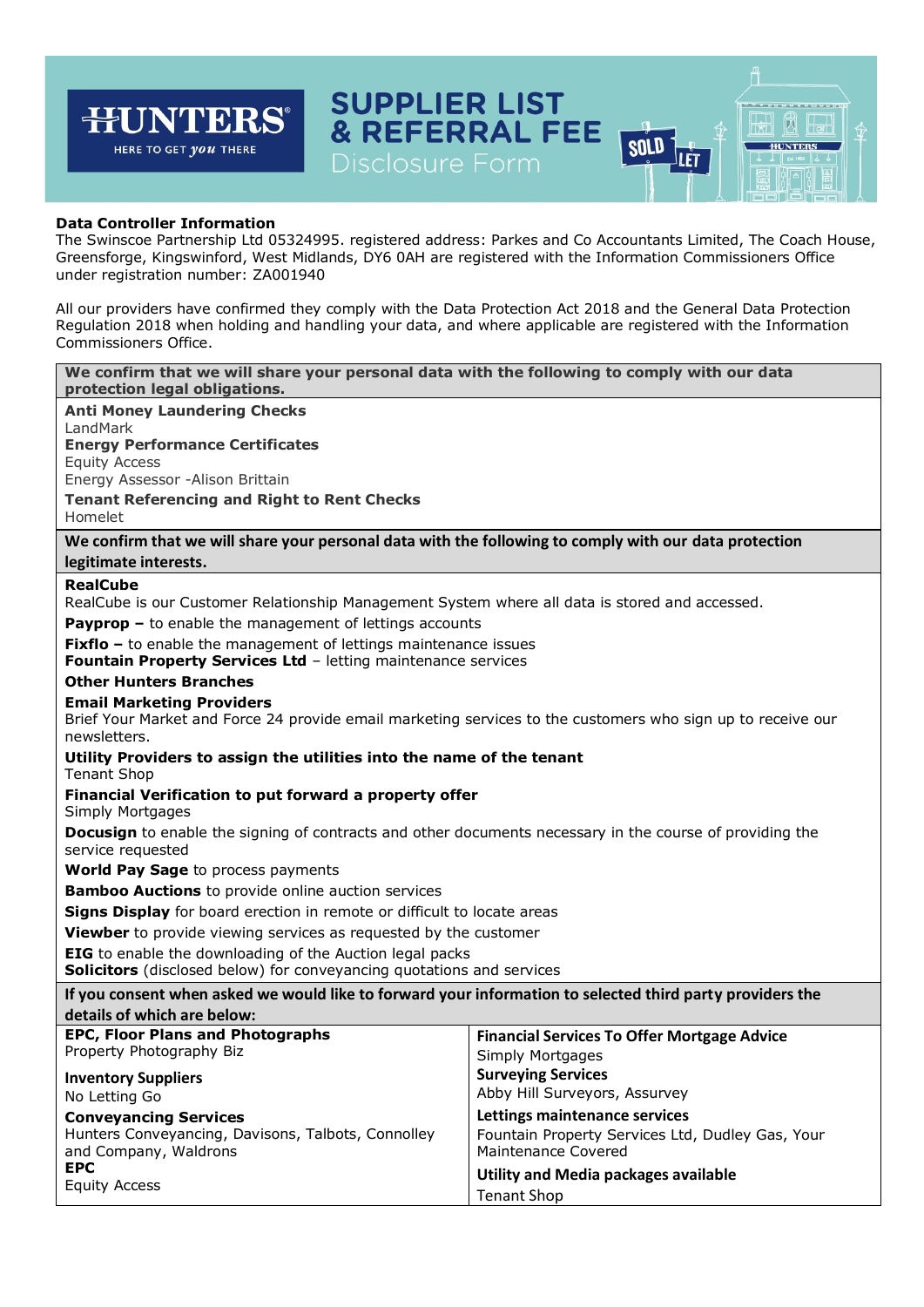# SUPPLIER LIST & REFERRAL FEE Disclosure Form

**Data Controller Information**
The Swinscoe Partnership Ltd 05324995. registered address: Parkes and Co Accountants Limited, The Coach House, Greensforge, Kingswinford, West Midlands, DY6 0AH are registered with the Information Commissioners Office under registration number: ZA001940

All our providers have confirmed they comply with the Data Protection Act 2018 and the General Data Protection Regulation 2018 when holding and handling your data, and where applicable are registered with the Information Commissioners Office.

**We confirm that we will share your personal data with the following to comply with our data protection legal obligations.**

**Anti Money Laundering Checks**
LandMark

**Energy Performance Certificates**
Equity Access
Energy Assessor -Alison Brittain

**Tenant Referencing and Right to Rent Checks**
Homelet

**We confirm that we will share your personal data with the following to comply with our data protection legitimate interests.**

**RealCube**
RealCube is our Customer Relationship Management System where all data is stored and accessed.

**Payprop –** to enable the management of lettings accounts

**Fixflo –** to enable the management of lettings maintenance issues

**Fountain Property Services Ltd** – letting maintenance services

**Other Hunters Branches**

**Email Marketing Providers**
Brief Your Market and Force 24 provide email marketing services to the customers who sign up to receive our newsletters.

**Utility Providers to assign the utilities into the name of the tenant**
Tenant Shop

**Financial Verification to put forward a property offer**
Simply Mortgages

**Docusign** to enable the signing of contracts and other documents necessary in the course of providing the service requested

**World Pay Sage** to process payments

**Bamboo Auctions** to provide online auction services

**Signs Display** for board erection in remote or difficult to locate areas

**Viewber** to provide viewing services as requested by the customer

**EIG** to enable the downloading of the Auction legal packs

**Solicitors** (disclosed below) for conveyancing quotations and services

**If you consent when asked we would like to forward your information to selected third party providers the details of which are below:**

**EPC, Floor Plans and Photographs**
Property Photography Biz

**Inventory Suppliers**
No Letting Go

**Conveyancing Services**
Hunters Conveyancing, Davisons, Talbots, Connolley and Company, Waldrons

**EPC**
Equity Access

**Financial Services To Offer Mortgage Advice**
Simply Mortgages

**Surveying Services**
Abby Hill Surveyors, Assurvey

**Lettings maintenance services**
Fountain Property Services Ltd, Dudley Gas, Your Maintenance Covered

**Utility and Media packages available**
Tenant Shop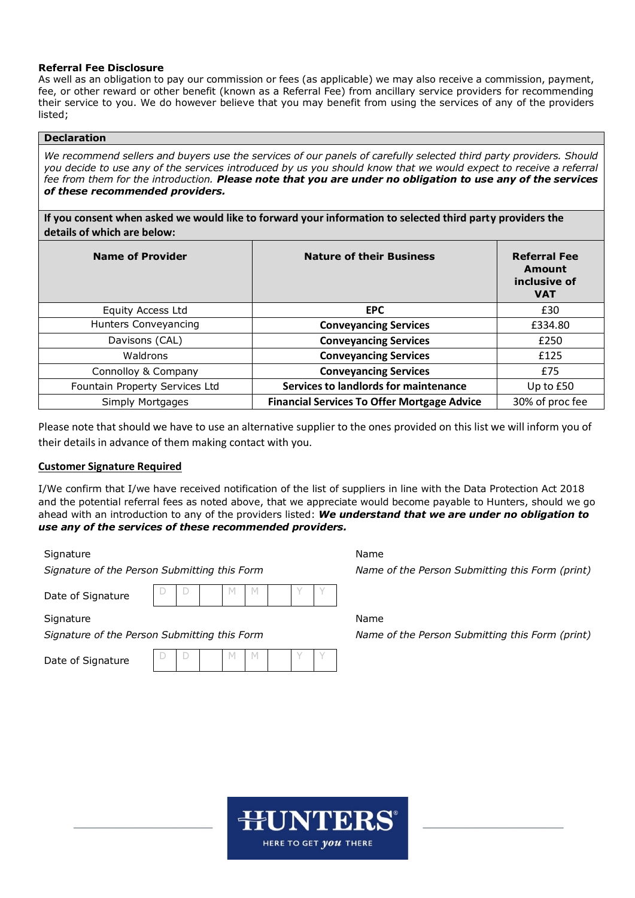**Referral Fee Disclosure**

As well as an obligation to pay our commission or fees (as applicable) we may also receive a commission, payment, fee, or other reward or other benefit (known as a Referral Fee) from ancillary service providers for recommending their service to you. We do however believe that you may benefit from using the services of any of the providers listed;

**Declaration**

*We recommend sellers and buyers use the services of our panels of carefully selected third party providers. Should you decide to use any of the services introduced by us you should know that we would expect to receive a referral fee from them for the introduction.* ***Please note that you are under no obligation to use any of the services of these recommended providers.***

**If you consent when asked we would like to forward your information to selected third party providers the details of which are below:**

| Name of Provider | Nature of their Business | Referral Fee Amount inclusive of VAT |
|---|---|---|
| Equity Access Ltd | **EPC** | £30 |
| Hunters Conveyancing | **Conveyancing Services** | £334.80 |
| Davisons (CAL) | **Conveyancing Services** | £250 |
| Waldrons | **Conveyancing Services** | £125 |
| Connolloy & Company | **Conveyancing Services** | £75 |
| Fountain Property Services Ltd | **Services to landlords for maintenance** | Up to £50 |
| Simply Mortgages | **Financial Services To Offer Mortgage Advice** | 30% of proc fee |

Please note that should we have to use an alternative supplier to the ones provided on this list we will inform you of their details in advance of them making contact with you.

**Customer Signature Required**

I/We confirm that I/we have received notification of the list of suppliers in line with the Data Protection Act 2018 and the potential referral fees as noted above, that we appreciate would become payable to Hunters, should we go ahead with an introduction to any of the providers listed: ***We understand that we are under no obligation to use any of the services of these recommended providers.***

Signature
*Signature of the Person Submitting this Form*

Name
*Name of the Person Submitting this Form (print)*

Date of Signature D D / M M / Y Y

Signature
*Signature of the Person Submitting this Form*

Name
*Name of the Person Submitting this Form (print)*

Date of Signature D D / M M / Y Y

HUNTERS® HERE TO GET *you* THERE